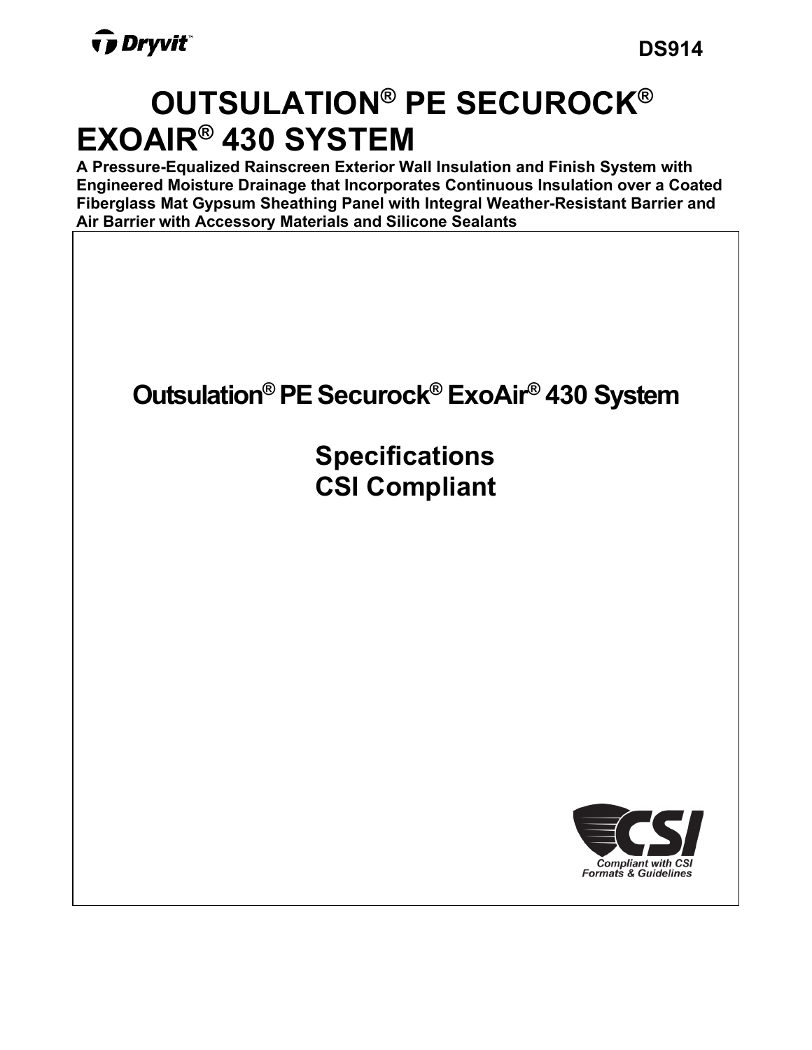Dryvit

DS914

# OUTSULATION® PE SECUROCK® EXOAIR® 430 SYSTEM

**A Pressure-Equalized Rainscreen Exterior Wall Insulation and Finish System with Engineered Moisture Drainage that Incorporates Continuous Insulation over a Coated Fiberglass Mat Gypsum Sheathing Panel with Integral Weather-Resistant Barrier and Air Barrier with Accessory Materials and Silicone Sealants**

## Outsulation® PE Securock® ExoAir® 430 System

## Specifications
## CSI Compliant

CSI

*Compliant with CSI Formats & Guidelines*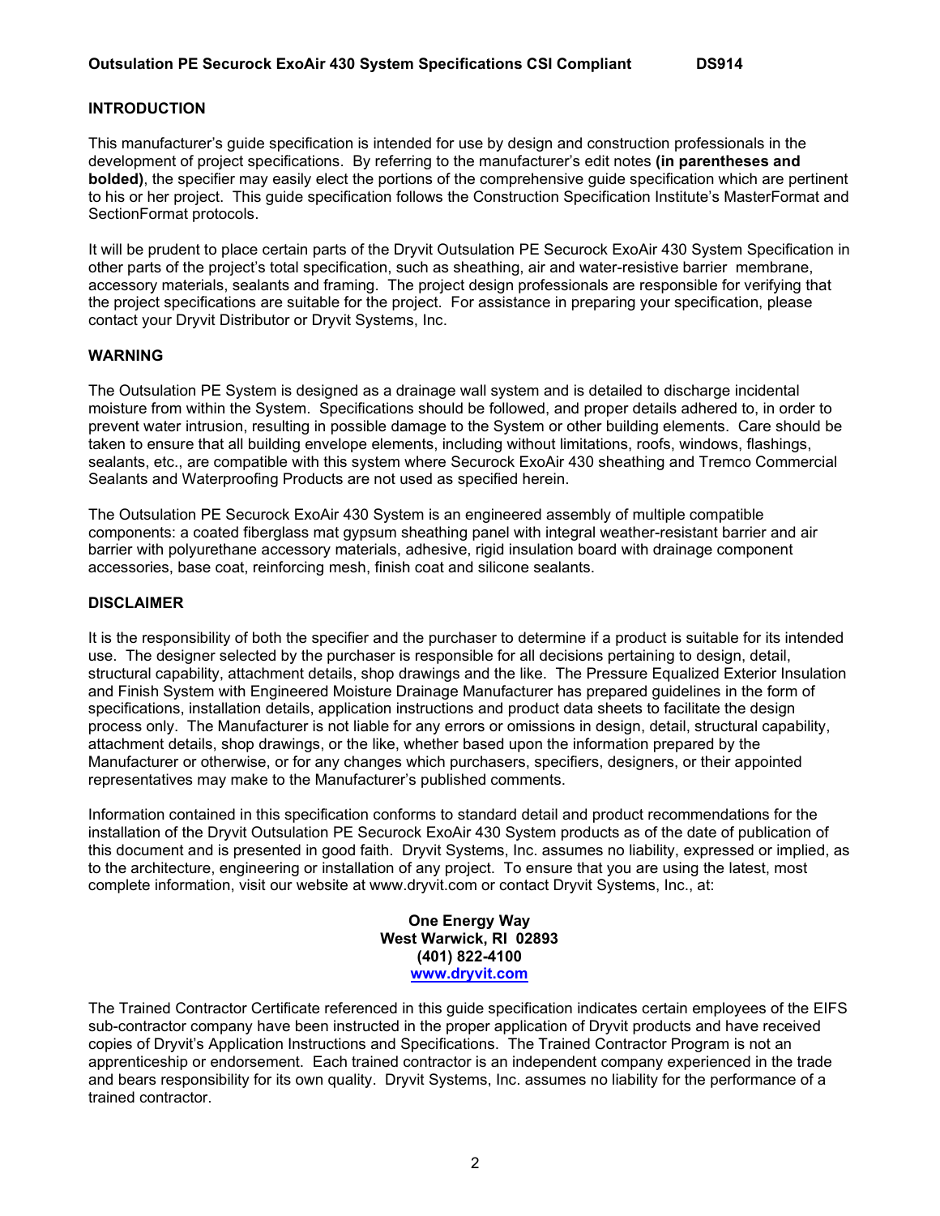**Outsulation PE Securock ExoAir 430 System Specifications CSI Compliant DS914**

## INTRODUCTION

This manufacturer's guide specification is intended for use by design and construction professionals in the development of project specifications. By referring to the manufacturer's edit notes **(in parentheses and bolded)**, the specifier may easily elect the portions of the comprehensive guide specification which are pertinent to his or her project. This guide specification follows the Construction Specification Institute's MasterFormat and SectionFormat protocols.

It will be prudent to place certain parts of the Dryvit Outsulation PE Securock ExoAir 430 System Specification in other parts of the project's total specification, such as sheathing, air and water-resistive barrier membrane, accessory materials, sealants and framing. The project design professionals are responsible for verifying that the project specifications are suitable for the project. For assistance in preparing your specification, please contact your Dryvit Distributor or Dryvit Systems, Inc.

## WARNING

The Outsulation PE System is designed as a drainage wall system and is detailed to discharge incidental moisture from within the System. Specifications should be followed, and proper details adhered to, in order to prevent water intrusion, resulting in possible damage to the System or other building elements. Care should be taken to ensure that all building envelope elements, including without limitations, roofs, windows, flashings, sealants, etc., are compatible with this system where Securock ExoAir 430 sheathing and Tremco Commercial Sealants and Waterproofing Products are not used as specified herein.

The Outsulation PE Securock ExoAir 430 System is an engineered assembly of multiple compatible components: a coated fiberglass mat gypsum sheathing panel with integral weather-resistant barrier and air barrier with polyurethane accessory materials, adhesive, rigid insulation board with drainage component accessories, base coat, reinforcing mesh, finish coat and silicone sealants.

## DISCLAIMER

It is the responsibility of both the specifier and the purchaser to determine if a product is suitable for its intended use. The designer selected by the purchaser is responsible for all decisions pertaining to design, detail, structural capability, attachment details, shop drawings and the like. The Pressure Equalized Exterior Insulation and Finish System with Engineered Moisture Drainage Manufacturer has prepared guidelines in the form of specifications, installation details, application instructions and product data sheets to facilitate the design process only. The Manufacturer is not liable for any errors or omissions in design, detail, structural capability, attachment details, shop drawings, or the like, whether based upon the information prepared by the Manufacturer or otherwise, or for any changes which purchasers, specifiers, designers, or their appointed representatives may make to the Manufacturer's published comments.

Information contained in this specification conforms to standard detail and product recommendations for the installation of the Dryvit Outsulation PE Securock ExoAir 430 System products as of the date of publication of this document and is presented in good faith. Dryvit Systems, Inc. assumes no liability, expressed or implied, as to the architecture, engineering or installation of any project. To ensure that you are using the latest, most complete information, visit our website at www.dryvit.com or contact Dryvit Systems, Inc., at:

**One Energy Way**
**West Warwick, RI 02893**
**(401) 822-4100**
**[www.dryvit.com](http://www.dryvit.com)**

The Trained Contractor Certificate referenced in this guide specification indicates certain employees of the EIFS sub-contractor company have been instructed in the proper application of Dryvit products and have received copies of Dryvit's Application Instructions and Specifications. The Trained Contractor Program is not an apprenticeship or endorsement. Each trained contractor is an independent company experienced in the trade and bears responsibility for its own quality. Dryvit Systems, Inc. assumes no liability for the performance of a trained contractor.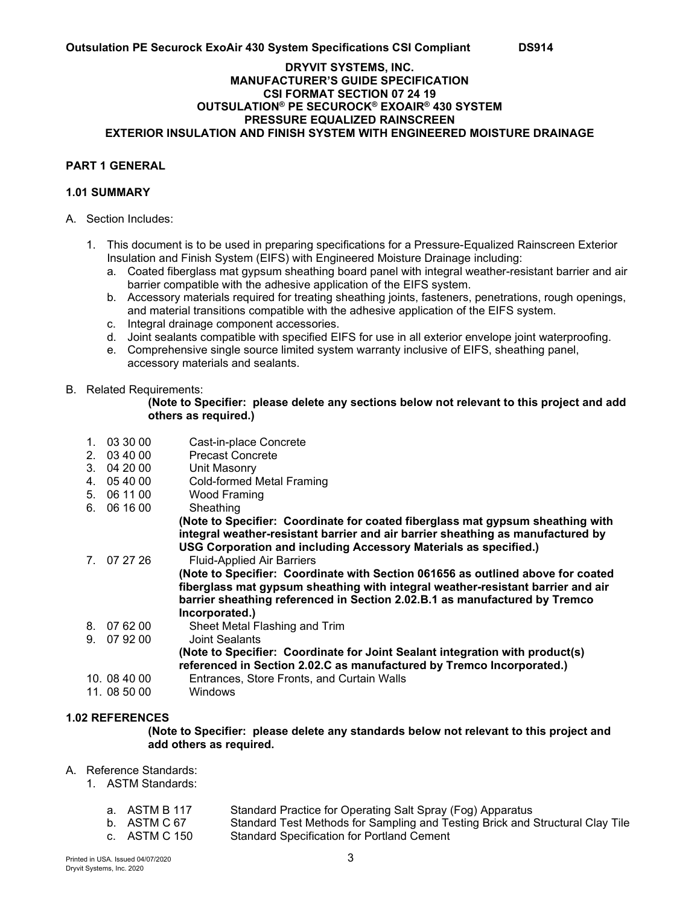**DRYVIT SYSTEMS, INC.**
**MANUFACTURER'S GUIDE SPECIFICATION**
**CSI FORMAT SECTION 07 24 19**
**OUTSULATION® PE SECUROCK® EXOAIR® 430 SYSTEM**
**PRESSURE EQUALIZED RAINSCREEN**
**EXTERIOR INSULATION AND FINISH SYSTEM WITH ENGINEERED MOISTURE DRAINAGE**

## PART 1 GENERAL

### 1.01 SUMMARY

A. Section Includes:

1. This document is to be used in preparing specifications for a Pressure-Equalized Rainscreen Exterior Insulation and Finish System (EIFS) with Engineered Moisture Drainage including:
   a. Coated fiberglass mat gypsum sheathing board panel with integral weather-resistant barrier and air barrier compatible with the adhesive application of the EIFS system.
   b. Accessory materials required for treating sheathing joints, fasteners, penetrations, rough openings, and material transitions compatible with the adhesive application of the EIFS system.
   c. Integral drainage component accessories.
   d. Joint sealants compatible with specified EIFS for use in all exterior envelope joint waterproofing.
   e. Comprehensive single source limited system warranty inclusive of EIFS, sheathing panel, accessory materials and sealants.

B. Related Requirements:

**(Note to Specifier: please delete any sections below not relevant to this project and add others as required.)**

1. 03 30 00 Cast-in-place Concrete
2. 03 40 00 Precast Concrete
3. 04 20 00 Unit Masonry
4. 05 40 00 Cold-formed Metal Framing
5. 06 11 00 Wood Framing
6. 06 16 00 Sheathing
   **(Note to Specifier: Coordinate for coated fiberglass mat gypsum sheathing with integral weather-resistant barrier and air barrier sheathing as manufactured by USG Corporation and including Accessory Materials as specified.)**
7. 07 27 26 Fluid-Applied Air Barriers
   **(Note to Specifier: Coordinate with Section 061656 as outlined above for coated fiberglass mat gypsum sheathing with integral weather-resistant barrier and air barrier sheathing referenced in Section 2.02.B.1 as manufactured by Tremco Incorporated.)**
8. 07 62 00 Sheet Metal Flashing and Trim
9. 07 92 00 Joint Sealants
   **(Note to Specifier: Coordinate for Joint Sealant integration with product(s) referenced in Section 2.02.C as manufactured by Tremco Incorporated.)**
10. 08 40 00 Entrances, Store Fronts, and Curtain Walls
11. 08 50 00 Windows

### 1.02 REFERENCES

**(Note to Specifier: please delete any standards below not relevant to this project and add others as required.**

A. Reference Standards:

1. ASTM Standards:
   a. ASTM B 117 Standard Practice for Operating Salt Spray (Fog) Apparatus
   b. ASTM C 67 Standard Test Methods for Sampling and Testing Brick and Structural Clay Tile
   c. ASTM C 150 Standard Specification for Portland Cement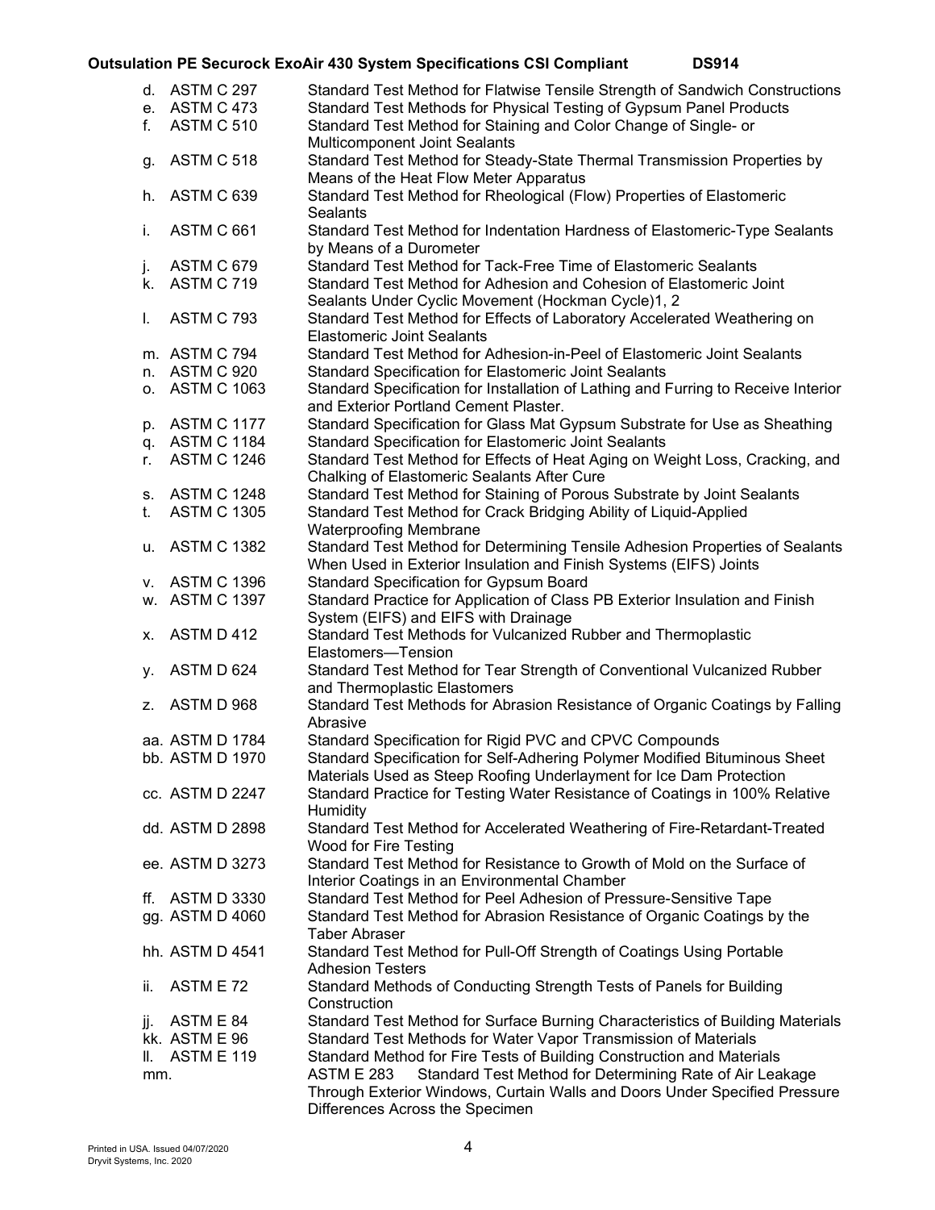d. ASTM C 297 Standard Test Method for Flatwise Tensile Strength of Sandwich Constructions
e. ASTM C 473 Standard Test Methods for Physical Testing of Gypsum Panel Products
f. ASTM C 510 Standard Test Method for Staining and Color Change of Single- or Multicomponent Joint Sealants
g. ASTM C 518 Standard Test Method for Steady-State Thermal Transmission Properties by Means of the Heat Flow Meter Apparatus
h. ASTM C 639 Standard Test Method for Rheological (Flow) Properties of Elastomeric Sealants
i. ASTM C 661 Standard Test Method for Indentation Hardness of Elastomeric-Type Sealants by Means of a Durometer
j. ASTM C 679 Standard Test Method for Tack-Free Time of Elastomeric Sealants
k. ASTM C 719 Standard Test Method for Adhesion and Cohesion of Elastomeric Joint Sealants Under Cyclic Movement (Hockman Cycle)1, 2
l. ASTM C 793 Standard Test Method for Effects of Laboratory Accelerated Weathering on Elastomeric Joint Sealants
m. ASTM C 794 Standard Test Method for Adhesion-in-Peel of Elastomeric Joint Sealants
n. ASTM C 920 Standard Specification for Elastomeric Joint Sealants
o. ASTM C 1063 Standard Specification for Installation of Lathing and Furring to Receive Interior and Exterior Portland Cement Plaster.
p. ASTM C 1177 Standard Specification for Glass Mat Gypsum Substrate for Use as Sheathing
q. ASTM C 1184 Standard Specification for Elastomeric Joint Sealants
r. ASTM C 1246 Standard Test Method for Effects of Heat Aging on Weight Loss, Cracking, and Chalking of Elastomeric Sealants After Cure
s. ASTM C 1248 Standard Test Method for Staining of Porous Substrate by Joint Sealants
t. ASTM C 1305 Standard Test Method for Crack Bridging Ability of Liquid-Applied Waterproofing Membrane
u. ASTM C 1382 Standard Test Method for Determining Tensile Adhesion Properties of Sealants When Used in Exterior Insulation and Finish Systems (EIFS) Joints
v. ASTM C 1396 Standard Specification for Gypsum Board
w. ASTM C 1397 Standard Practice for Application of Class PB Exterior Insulation and Finish System (EIFS) and EIFS with Drainage
x. ASTM D 412 Standard Test Methods for Vulcanized Rubber and Thermoplastic Elastomers—Tension
y. ASTM D 624 Standard Test Method for Tear Strength of Conventional Vulcanized Rubber and Thermoplastic Elastomers
z. ASTM D 968 Standard Test Methods for Abrasion Resistance of Organic Coatings by Falling Abrasive
aa. ASTM D 1784 Standard Specification for Rigid PVC and CPVC Compounds
bb. ASTM D 1970 Standard Specification for Self-Adhering Polymer Modified Bituminous Sheet Materials Used as Steep Roofing Underlayment for Ice Dam Protection
cc. ASTM D 2247 Standard Practice for Testing Water Resistance of Coatings in 100% Relative Humidity
dd. ASTM D 2898 Standard Test Method for Accelerated Weathering of Fire-Retardant-Treated Wood for Fire Testing
ee. ASTM D 3273 Standard Test Method for Resistance to Growth of Mold on the Surface of Interior Coatings in an Environmental Chamber
ff. ASTM D 3330 Standard Test Method for Peel Adhesion of Pressure-Sensitive Tape
gg. ASTM D 4060 Standard Test Method for Abrasion Resistance of Organic Coatings by the Taber Abraser
hh. ASTM D 4541 Standard Test Method for Pull-Off Strength of Coatings Using Portable Adhesion Testers
ii. ASTM E 72 Standard Methods of Conducting Strength Tests of Panels for Building Construction
jj. ASTM E 84 Standard Test Method for Surface Burning Characteristics of Building Materials
kk. ASTM E 96 Standard Test Methods for Water Vapor Transmission of Materials
ll. ASTM E 119 Standard Method for Fire Tests of Building Construction and Materials
mm. ASTM E 283 Standard Test Method for Determining Rate of Air Leakage Through Exterior Windows, Curtain Walls and Doors Under Specified Pressure Differences Across the Specimen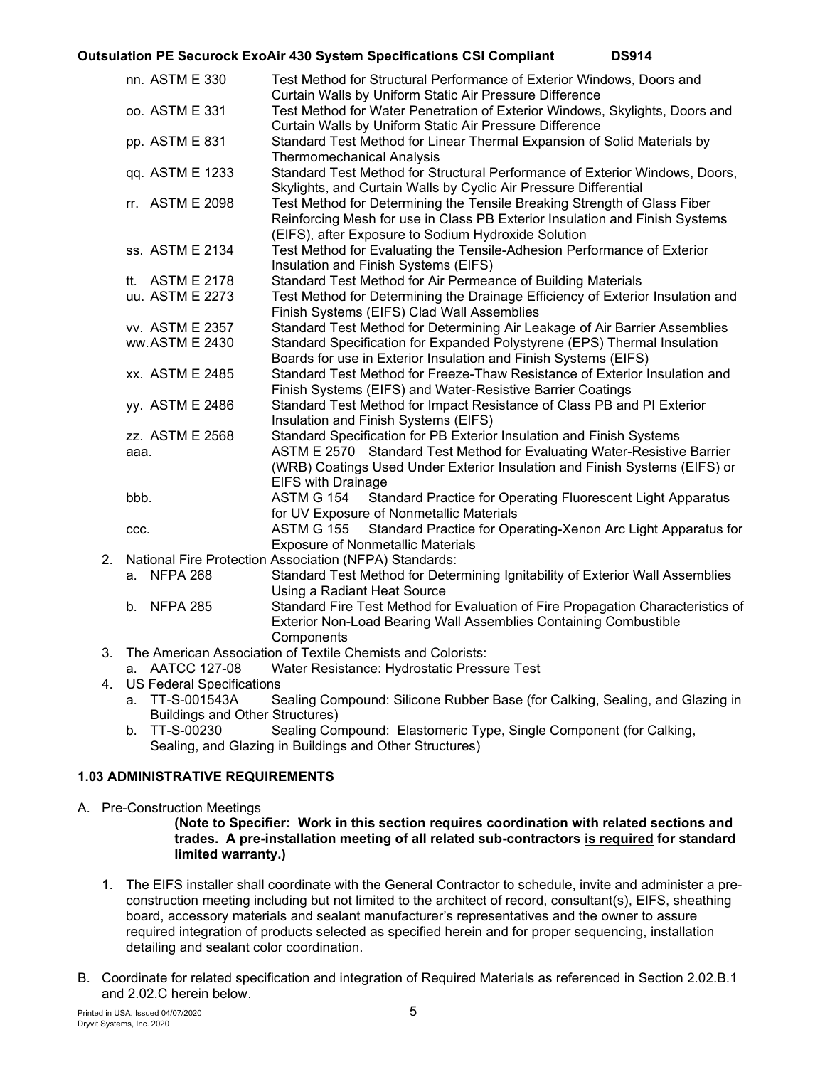nn. ASTM E 330 Test Method for Structural Performance of Exterior Windows, Doors and Curtain Walls by Uniform Static Air Pressure Difference

oo. ASTM E 331 Test Method for Water Penetration of Exterior Windows, Skylights, Doors and Curtain Walls by Uniform Static Air Pressure Difference

pp. ASTM E 831 Standard Test Method for Linear Thermal Expansion of Solid Materials by Thermomechanical Analysis

qq. ASTM E 1233 Standard Test Method for Structural Performance of Exterior Windows, Doors, Skylights, and Curtain Walls by Cyclic Air Pressure Differential

rr. ASTM E 2098 Test Method for Determining the Tensile Breaking Strength of Glass Fiber Reinforcing Mesh for use in Class PB Exterior Insulation and Finish Systems (EIFS), after Exposure to Sodium Hydroxide Solution

ss. ASTM E 2134 Test Method for Evaluating the Tensile-Adhesion Performance of Exterior Insulation and Finish Systems (EIFS)

tt. ASTM E 2178 Standard Test Method for Air Permeance of Building Materials

uu. ASTM E 2273 Test Method for Determining the Drainage Efficiency of Exterior Insulation and Finish Systems (EIFS) Clad Wall Assemblies

vv. ASTM E 2357 Standard Test Method for Determining Air Leakage of Air Barrier Assemblies

ww. ASTM E 2430 Standard Specification for Expanded Polystyrene (EPS) Thermal Insulation Boards for use in Exterior Insulation and Finish Systems (EIFS)

xx. ASTM E 2485 Standard Test Method for Freeze-Thaw Resistance of Exterior Insulation and Finish Systems (EIFS) and Water-Resistive Barrier Coatings

yy. ASTM E 2486 Standard Test Method for Impact Resistance of Class PB and PI Exterior Insulation and Finish Systems (EIFS)

zz. ASTM E 2568 Standard Specification for PB Exterior Insulation and Finish Systems

aaa. ASTM E 2570 Standard Test Method for Evaluating Water-Resistive Barrier (WRB) Coatings Used Under Exterior Insulation and Finish Systems (EIFS) or EIFS with Drainage

bbb. ASTM G 154 Standard Practice for Operating Fluorescent Light Apparatus for UV Exposure of Nonmetallic Materials

ccc. ASTM G 155 Standard Practice for Operating-Xenon Arc Light Apparatus for Exposure of Nonmetallic Materials

2. National Fire Protection Association (NFPA) Standards:
   a. NFPA 268 Standard Test Method for Determining Ignitability of Exterior Wall Assemblies Using a Radiant Heat Source
   b. NFPA 285 Standard Fire Test Method for Evaluation of Fire Propagation Characteristics of Exterior Non-Load Bearing Wall Assemblies Containing Combustible Components
3. The American Association of Textile Chemists and Colorists:
   a. AATCC 127-08 Water Resistance: Hydrostatic Pressure Test
4. US Federal Specifications
   a. TT-S-001543A Sealing Compound: Silicone Rubber Base (for Calking, Sealing, and Glazing in Buildings and Other Structures)
   b. TT-S-00230 Sealing Compound: Elastomeric Type, Single Component (for Calking, Sealing, and Glazing in Buildings and Other Structures)

### 1.03 ADMINISTRATIVE REQUIREMENTS

A. Pre-Construction Meetings

**(Note to Specifier: Work in this section requires coordination with related sections and trades. A pre-installation meeting of all related sub-contractors <u>is required</u> for standard limited warranty.)**

1. The EIFS installer shall coordinate with the General Contractor to schedule, invite and administer a pre-construction meeting including but not limited to the architect of record, consultant(s), EIFS, sheathing board, accessory materials and sealant manufacturer's representatives and the owner to assure required integration of products selected as specified herein and for proper sequencing, installation detailing and sealant color coordination.

B. Coordinate for related specification and integration of Required Materials as referenced in Section 2.02.B.1 and 2.02.C herein below.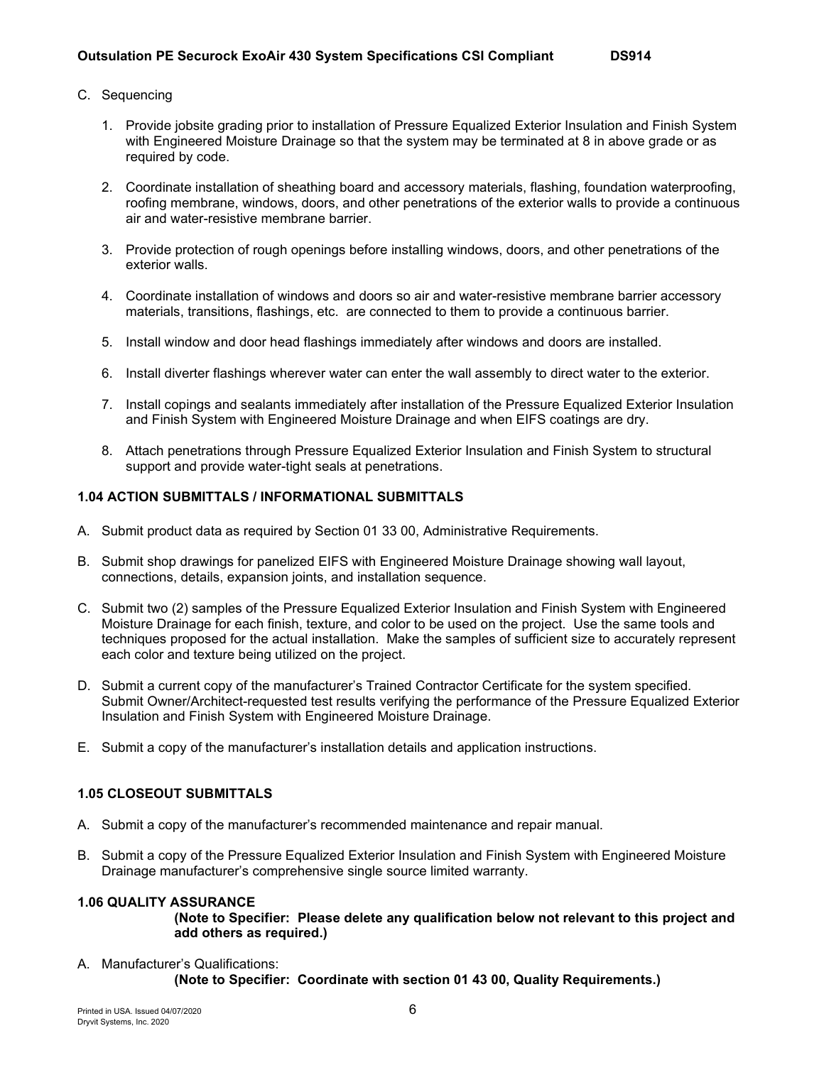C. Sequencing

1. Provide jobsite grading prior to installation of Pressure Equalized Exterior Insulation and Finish System with Engineered Moisture Drainage so that the system may be terminated at 8 in above grade or as required by code.

2. Coordinate installation of sheathing board and accessory materials, flashing, foundation waterproofing, roofing membrane, windows, doors, and other penetrations of the exterior walls to provide a continuous air and water-resistive membrane barrier.

3. Provide protection of rough openings before installing windows, doors, and other penetrations of the exterior walls.

4. Coordinate installation of windows and doors so air and water-resistive membrane barrier accessory materials, transitions, flashings, etc. are connected to them to provide a continuous barrier.

5. Install window and door head flashings immediately after windows and doors are installed.

6. Install diverter flashings wherever water can enter the wall assembly to direct water to the exterior.

7. Install copings and sealants immediately after installation of the Pressure Equalized Exterior Insulation and Finish System with Engineered Moisture Drainage and when EIFS coatings are dry.

8. Attach penetrations through Pressure Equalized Exterior Insulation and Finish System to structural support and provide water-tight seals at penetrations.

**1.04 ACTION SUBMITTALS / INFORMATIONAL SUBMITTALS**

A. Submit product data as required by Section 01 33 00, Administrative Requirements.

B. Submit shop drawings for panelized EIFS with Engineered Moisture Drainage showing wall layout, connections, details, expansion joints, and installation sequence.

C. Submit two (2) samples of the Pressure Equalized Exterior Insulation and Finish System with Engineered Moisture Drainage for each finish, texture, and color to be used on the project. Use the same tools and techniques proposed for the actual installation. Make the samples of sufficient size to accurately represent each color and texture being utilized on the project.

D. Submit a current copy of the manufacturer's Trained Contractor Certificate for the system specified. Submit Owner/Architect-requested test results verifying the performance of the Pressure Equalized Exterior Insulation and Finish System with Engineered Moisture Drainage.

E. Submit a copy of the manufacturer's installation details and application instructions.

**1.05 CLOSEOUT SUBMITTALS**

A. Submit a copy of the manufacturer's recommended maintenance and repair manual.

B. Submit a copy of the Pressure Equalized Exterior Insulation and Finish System with Engineered Moisture Drainage manufacturer's comprehensive single source limited warranty.

**1.06 QUALITY ASSURANCE**

**(Note to Specifier: Please delete any qualification below not relevant to this project and add others as required.)**

A. Manufacturer's Qualifications:

**(Note to Specifier: Coordinate with section 01 43 00, Quality Requirements.)**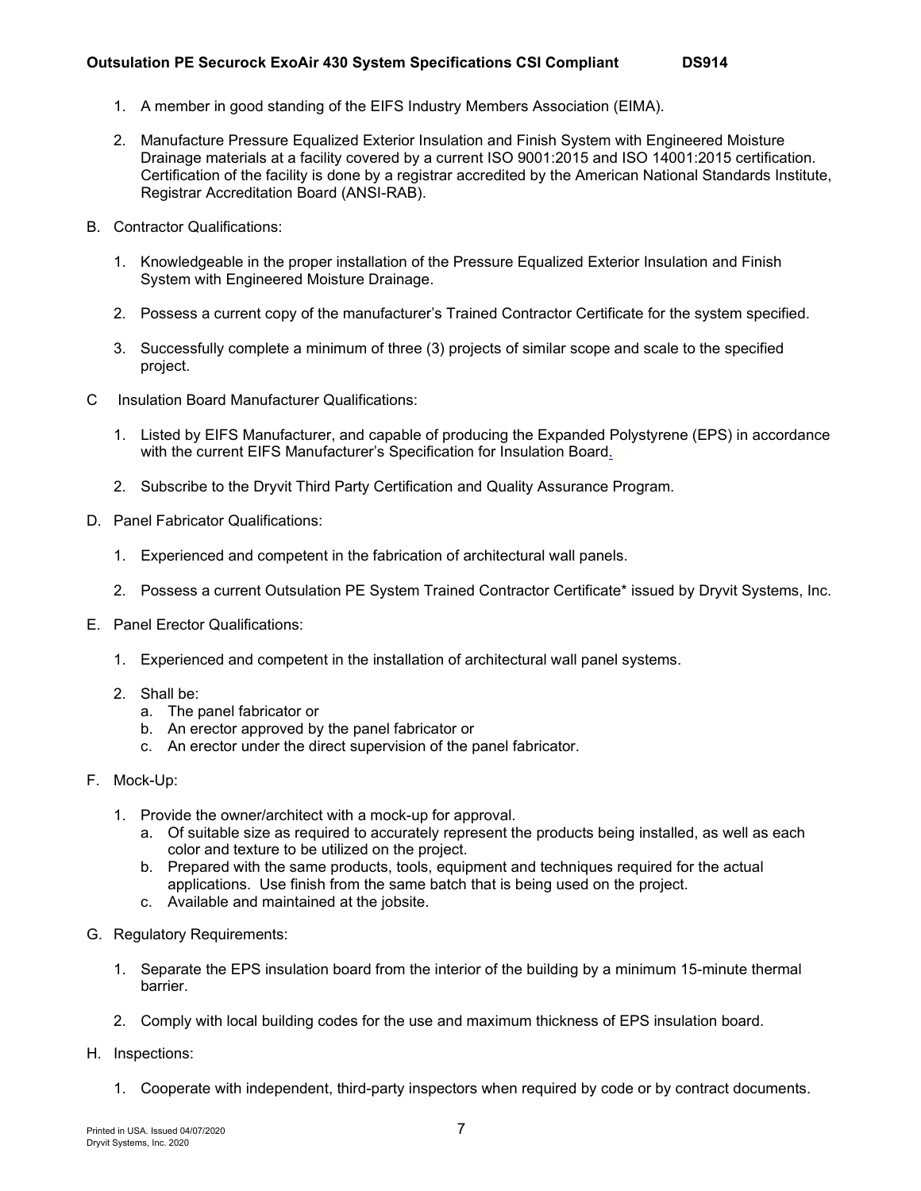1. A member in good standing of the EIFS Industry Members Association (EIMA).

2. Manufacture Pressure Equalized Exterior Insulation and Finish System with Engineered Moisture Drainage materials at a facility covered by a current ISO 9001:2015 and ISO 14001:2015 certification. Certification of the facility is done by a registrar accredited by the American National Standards Institute, Registrar Accreditation Board (ANSI-RAB).

B. Contractor Qualifications:

1. Knowledgeable in the proper installation of the Pressure Equalized Exterior Insulation and Finish System with Engineered Moisture Drainage.

2. Possess a current copy of the manufacturer's Trained Contractor Certificate for the system specified.

3. Successfully complete a minimum of three (3) projects of similar scope and scale to the specified project.

C Insulation Board Manufacturer Qualifications:

1. Listed by EIFS Manufacturer, and capable of producing the Expanded Polystyrene (EPS) in accordance with the current EIFS Manufacturer's Specification for Insulation Board.

2. Subscribe to the Dryvit Third Party Certification and Quality Assurance Program.

D. Panel Fabricator Qualifications:

1. Experienced and competent in the fabrication of architectural wall panels.

2. Possess a current Outsulation PE System Trained Contractor Certificate* issued by Dryvit Systems, Inc.

E. Panel Erector Qualifications:

1. Experienced and competent in the installation of architectural wall panel systems.

2. Shall be:
   a. The panel fabricator or
   b. An erector approved by the panel fabricator or
   c. An erector under the direct supervision of the panel fabricator.

F. Mock-Up:

1. Provide the owner/architect with a mock-up for approval.
   a. Of suitable size as required to accurately represent the products being installed, as well as each color and texture to be utilized on the project.
   b. Prepared with the same products, tools, equipment and techniques required for the actual applications. Use finish from the same batch that is being used on the project.
   c. Available and maintained at the jobsite.

G. Regulatory Requirements:

1. Separate the EPS insulation board from the interior of the building by a minimum 15-minute thermal barrier.

2. Comply with local building codes for the use and maximum thickness of EPS insulation board.

H. Inspections:

1. Cooperate with independent, third-party inspectors when required by code or by contract documents.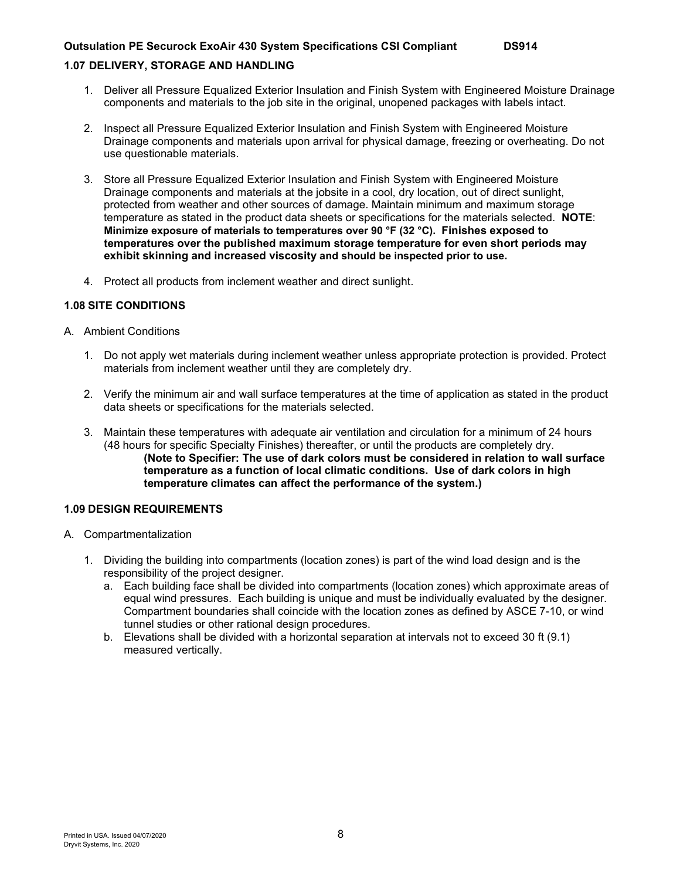### 1.07 DELIVERY, STORAGE AND HANDLING

1. Deliver all Pressure Equalized Exterior Insulation and Finish System with Engineered Moisture Drainage components and materials to the job site in the original, unopened packages with labels intact.

2. Inspect all Pressure Equalized Exterior Insulation and Finish System with Engineered Moisture Drainage components and materials upon arrival for physical damage, freezing or overheating. Do not use questionable materials.

3. Store all Pressure Equalized Exterior Insulation and Finish System with Engineered Moisture Drainage components and materials at the jobsite in a cool, dry location, out of direct sunlight, protected from weather and other sources of damage. Maintain minimum and maximum storage temperature as stated in the product data sheets or specifications for the materials selected. **NOTE**: **Minimize exposure of materials to temperatures over 90 °F (32 °C). Finishes exposed to temperatures over the published maximum storage temperature for even short periods may exhibit skinning and increased viscosity and should be inspected prior to use.**

4. Protect all products from inclement weather and direct sunlight.

### 1.08 SITE CONDITIONS

A. Ambient Conditions

1. Do not apply wet materials during inclement weather unless appropriate protection is provided. Protect materials from inclement weather until they are completely dry.

2. Verify the minimum air and wall surface temperatures at the time of application as stated in the product data sheets or specifications for the materials selected.

3. Maintain these temperatures with adequate air ventilation and circulation for a minimum of 24 hours (48 hours for specific Specialty Finishes) thereafter, or until the products are completely dry.

   **(Note to Specifier: The use of dark colors must be considered in relation to wall surface temperature as a function of local climatic conditions. Use of dark colors in high temperature climates can affect the performance of the system.)**

### 1.09 DESIGN REQUIREMENTS

A. Compartmentalization

1. Dividing the building into compartments (location zones) is part of the wind load design and is the responsibility of the project designer.
   a. Each building face shall be divided into compartments (location zones) which approximate areas of equal wind pressures. Each building is unique and must be individually evaluated by the designer. Compartment boundaries shall coincide with the location zones as defined by ASCE 7-10, or wind tunnel studies or other rational design procedures.
   b. Elevations shall be divided with a horizontal separation at intervals not to exceed 30 ft (9.1) measured vertically.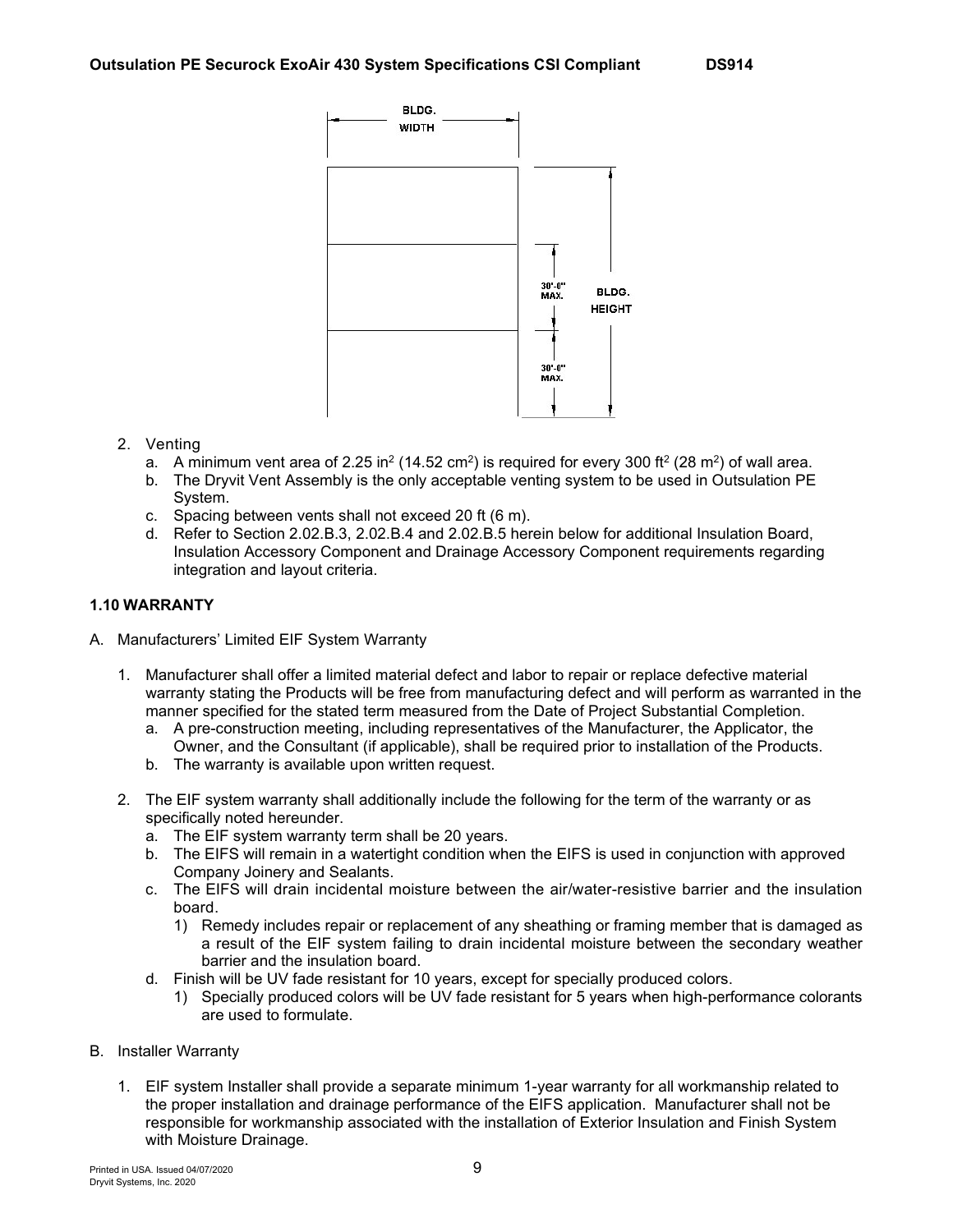2. Venting
   a. A minimum vent area of 2.25 in$^2$ (14.52 cm$^2$) is required for every 300 ft$^2$ (28 m$^2$) of wall area.
   b. The Dryvit Vent Assembly is the only acceptable venting system to be used in Outsulation PE System.
   c. Spacing between vents shall not exceed 20 ft (6 m).
   d. Refer to Section 2.02.B.3, 2.02.B.4 and 2.02.B.5 herein below for additional Insulation Board, Insulation Accessory Component and Drainage Accessory Component requirements regarding integration and layout criteria.

### 1.10 WARRANTY

A. Manufacturers' Limited EIF System Warranty

1. Manufacturer shall offer a limited material defect and labor to repair or replace defective material warranty stating the Products will be free from manufacturing defect and will perform as warranted in the manner specified for the stated term measured from the Date of Project Substantial Completion.
   a. A pre-construction meeting, including representatives of the Manufacturer, the Applicator, the Owner, and the Consultant (if applicable), shall be required prior to installation of the Products.
   b. The warranty is available upon written request.

2. The EIF system warranty shall additionally include the following for the term of the warranty or as specifically noted hereunder.
   a. The EIF system warranty term shall be 20 years.
   b. The EIFS will remain in a watertight condition when the EIFS is used in conjunction with approved Company Joinery and Sealants.
   c. The EIFS will drain incidental moisture between the air/water-resistive barrier and the insulation board.
      1) Remedy includes repair or replacement of any sheathing or framing member that is damaged as a result of the EIF system failing to drain incidental moisture between the secondary weather barrier and the insulation board.
   d. Finish will be UV fade resistant for 10 years, except for specially produced colors.
      1) Specially produced colors will be UV fade resistant for 5 years when high-performance colorants are used to formulate.

B. Installer Warranty

1. EIF system Installer shall provide a separate minimum 1-year warranty for all workmanship related to the proper installation and drainage performance of the EIFS application. Manufacturer shall not be responsible for workmanship associated with the installation of Exterior Insulation and Finish System with Moisture Drainage.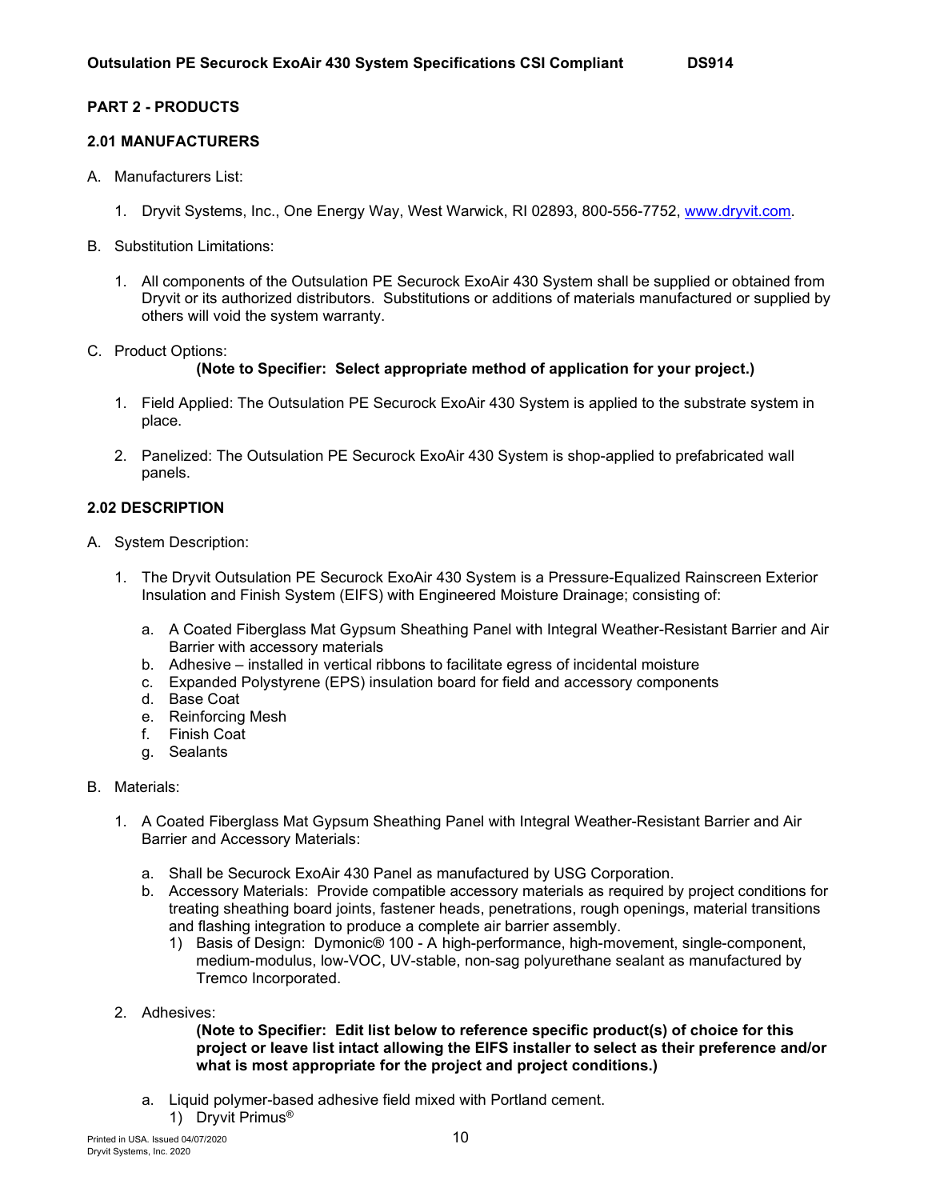## PART 2 - PRODUCTS

### 2.01 MANUFACTURERS

A. Manufacturers List:

1. Dryvit Systems, Inc., One Energy Way, West Warwick, RI 02893, 800-556-7752, www.dryvit.com.

B. Substitution Limitations:

1. All components of the Outsulation PE Securock ExoAir 430 System shall be supplied or obtained from Dryvit or its authorized distributors. Substitutions or additions of materials manufactured or supplied by others will void the system warranty.

C. Product Options:

**(Note to Specifier: Select appropriate method of application for your project.)**

1. Field Applied: The Outsulation PE Securock ExoAir 430 System is applied to the substrate system in place.

2. Panelized: The Outsulation PE Securock ExoAir 430 System is shop-applied to prefabricated wall panels.

### 2.02 DESCRIPTION

A. System Description:

1. The Dryvit Outsulation PE Securock ExoAir 430 System is a Pressure-Equalized Rainscreen Exterior Insulation and Finish System (EIFS) with Engineered Moisture Drainage; consisting of:

   a. A Coated Fiberglass Mat Gypsum Sheathing Panel with Integral Weather-Resistant Barrier and Air Barrier with accessory materials
   b. Adhesive – installed in vertical ribbons to facilitate egress of incidental moisture
   c. Expanded Polystyrene (EPS) insulation board for field and accessory components
   d. Base Coat
   e. Reinforcing Mesh
   f. Finish Coat
   g. Sealants

B. Materials:

1. A Coated Fiberglass Mat Gypsum Sheathing Panel with Integral Weather-Resistant Barrier and Air Barrier and Accessory Materials:

   a. Shall be Securock ExoAir 430 Panel as manufactured by USG Corporation.
   b. Accessory Materials: Provide compatible accessory materials as required by project conditions for treating sheathing board joints, fastener heads, penetrations, rough openings, material transitions and flashing integration to produce a complete air barrier assembly.
      1) Basis of Design: Dymonic® 100 - A high-performance, high-movement, single-component, medium-modulus, low-VOC, UV-stable, non-sag polyurethane sealant as manufactured by Tremco Incorporated.

2. Adhesives:

   **(Note to Specifier: Edit list below to reference specific product(s) of choice for this project or leave list intact allowing the EIFS installer to select as their preference and/or what is most appropriate for the project and project conditions.)**

   a. Liquid polymer-based adhesive field mixed with Portland cement.
      1) Dryvit Primus®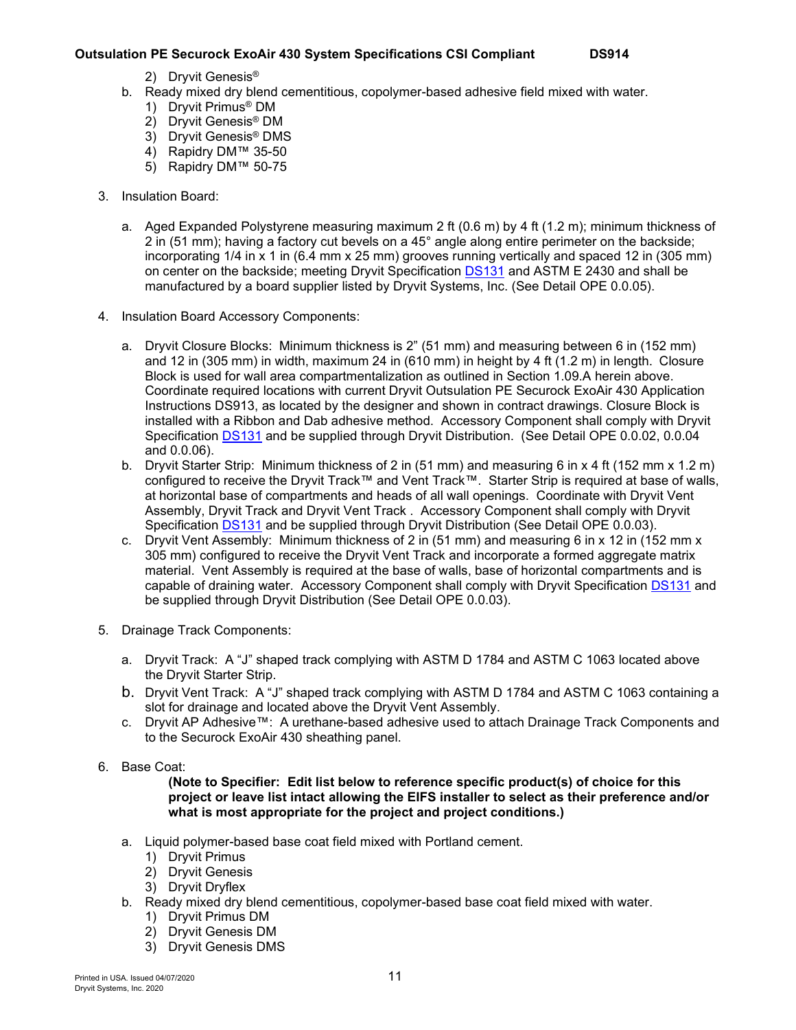2) Dryvit Genesis®

b. Ready mixed dry blend cementitious, copolymer-based adhesive field mixed with water.
   1) Dryvit Primus® DM
   2) Dryvit Genesis® DM
   3) Dryvit Genesis® DMS
   4) Rapidry DM™ 35-50
   5) Rapidry DM™ 50-75

3. Insulation Board:

   a. Aged Expanded Polystyrene measuring maximum 2 ft (0.6 m) by 4 ft (1.2 m); minimum thickness of 2 in (51 mm); having a factory cut bevels on a 45° angle along entire perimeter on the backside; incorporating 1/4 in x 1 in (6.4 mm x 25 mm) grooves running vertically and spaced 12 in (305 mm) on center on the backside; meeting Dryvit Specification DS131 and ASTM E 2430 and shall be manufactured by a board supplier listed by Dryvit Systems, Inc. (See Detail OPE 0.0.05).

4. Insulation Board Accessory Components:

   a. Dryvit Closure Blocks: Minimum thickness is 2" (51 mm) and measuring between 6 in (152 mm) and 12 in (305 mm) in width, maximum 24 in (610 mm) in height by 4 ft (1.2 m) in length. Closure Block is used for wall area compartmentalization as outlined in Section 1.09.A herein above. Coordinate required locations with current Dryvit Outsulation PE Securock ExoAir 430 Application Instructions DS913, as located by the designer and shown in contract drawings. Closure Block is installed with a Ribbon and Dab adhesive method. Accessory Component shall comply with Dryvit Specification DS131 and be supplied through Dryvit Distribution. (See Detail OPE 0.0.02, 0.0.04 and 0.0.06).
   b. Dryvit Starter Strip: Minimum thickness of 2 in (51 mm) and measuring 6 in x 4 ft (152 mm x 1.2 m) configured to receive the Dryvit Track™ and Vent Track™. Starter Strip is required at base of walls, at horizontal base of compartments and heads of all wall openings. Coordinate with Dryvit Vent Assembly, Dryvit Track and Dryvit Vent Track . Accessory Component shall comply with Dryvit Specification DS131 and be supplied through Dryvit Distribution (See Detail OPE 0.0.03).
   c. Dryvit Vent Assembly: Minimum thickness of 2 in (51 mm) and measuring 6 in x 12 in (152 mm x 305 mm) configured to receive the Dryvit Vent Track and incorporate a formed aggregate matrix material. Vent Assembly is required at the base of walls, base of horizontal compartments and is capable of draining water. Accessory Component shall comply with Dryvit Specification DS131 and be supplied through Dryvit Distribution (See Detail OPE 0.0.03).

5. Drainage Track Components:

   a. Dryvit Track: A "J" shaped track complying with ASTM D 1784 and ASTM C 1063 located above the Dryvit Starter Strip.
   b. Dryvit Vent Track: A "J" shaped track complying with ASTM D 1784 and ASTM C 1063 containing a slot for drainage and located above the Dryvit Vent Assembly.
   c. Dryvit AP Adhesive™: A urethane-based adhesive used to attach Drainage Track Components and to the Securock ExoAir 430 sheathing panel.

6. Base Coat:

   **(Note to Specifier: Edit list below to reference specific product(s) of choice for this project or leave list intact allowing the EIFS installer to select as their preference and/or what is most appropriate for the project and project conditions.)**

   a. Liquid polymer-based base coat field mixed with Portland cement.
      1) Dryvit Primus
      2) Dryvit Genesis
      3) Dryvit Dryflex
   b. Ready mixed dry blend cementitious, copolymer-based base coat field mixed with water.
      1) Dryvit Primus DM
      2) Dryvit Genesis DM
      3) Dryvit Genesis DMS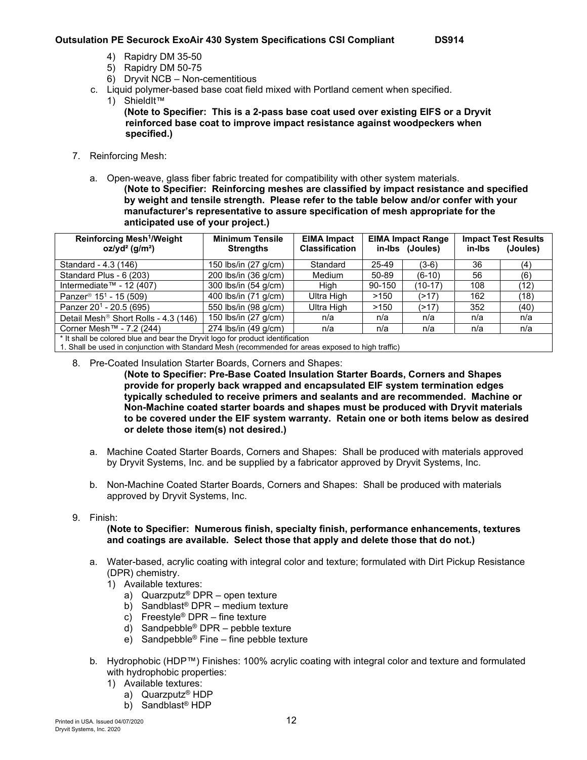4) Rapidry DM 35-50
5) Rapidry DM 50-75
6) Dryvit NCB – Non-cementitious

c. Liquid polymer-based base coat field mixed with Portland cement when specified.
   1) ShieldIt™
      **(Note to Specifier: This is a 2-pass base coat used over existing EIFS or a Dryvit reinforced base coat to improve impact resistance against woodpeckers when specified.)**

7. Reinforcing Mesh:

   a. Open-weave, glass fiber fabric treated for compatibility with other system materials.
      **(Note to Specifier: Reinforcing meshes are classified by impact resistance and specified by weight and tensile strength. Please refer to the table below and/or confer with your manufacturer's representative to assure specification of mesh appropriate for the anticipated use of your project.)**

| Reinforcing Mesh[1]/Weight oz/yd² (g/m²) | Minimum Tensile Strengths | EIMA Impact Classification | EIMA Impact Range in-lbs | (Joules) | Impact Test Results in-lbs | (Joules) |
|---|---|---|---|---|---|---|
| Standard - 4.3 (146) | 150 lbs/in (27 g/cm) | Standard | 25-49 | (3-6) | 36 | (4) |
| Standard Plus - 6 (203) | 200 lbs/in (36 g/cm) | Medium | 50-89 | (6-10) | 56 | (6) |
| Intermediate™ - 12 (407) | 300 lbs/in (54 g/cm) | High | 90-150 | (10-17) | 108 | (12) |
| Panzer® 15[1] - 15 (509) | 400 lbs/in (71 g/cm) | Ultra High | >150 | (>17) | 162 | (18) |
| Panzer 20[1] - 20.5 (695) | 550 lbs/in (98 g/cm) | Ultra High | >150 | (>17) | 352 | (40) |
| Detail Mesh® Short Rolls - 4.3 (146) | 150 lbs/in (27 g/cm) | n/a | n/a | n/a | n/a | n/a |
| Corner Mesh™ - 7.2 (244) | 274 lbs/in (49 g/cm) | n/a | n/a | n/a | n/a | n/a |

\* It shall be colored blue and bear the Dryvit logo for product identification
1. Shall be used in conjunction with Standard Mesh (recommended for areas exposed to high traffic)

8. Pre-Coated Insulation Starter Boards, Corners and Shapes:
   **(Note to Specifier: Pre-Base Coated Insulation Starter Boards, Corners and Shapes provide for properly back wrapped and encapsulated EIF system termination edges typically scheduled to receive primers and sealants and are recommended. Machine or Non-Machine coated starter boards and shapes must be produced with Dryvit materials to be covered under the EIF system warranty. Retain one or both items below as desired or delete those item(s) not desired.)**

   a. Machine Coated Starter Boards, Corners and Shapes: Shall be produced with materials approved by Dryvit Systems, Inc. and be supplied by a fabricator approved by Dryvit Systems, Inc.

   b. Non-Machine Coated Starter Boards, Corners and Shapes: Shall be produced with materials approved by Dryvit Systems, Inc.

9. Finish:
   **(Note to Specifier: Numerous finish, specialty finish, performance enhancements, textures and coatings are available. Select those that apply and delete those that do not.)**

   a. Water-based, acrylic coating with integral color and texture; formulated with Dirt Pickup Resistance (DPR) chemistry.
      1) Available textures:
         a) Quarzputz® DPR – open texture
         b) Sandblast® DPR – medium texture
         c) Freestyle® DPR – fine texture
         d) Sandpebble® DPR – pebble texture
         e) Sandpebble® Fine – fine pebble texture

   b. Hydrophobic (HDP™) Finishes: 100% acrylic coating with integral color and texture and formulated with hydrophobic properties:
      1) Available textures:
         a) Quarzputz® HDP
         b) Sandblast® HDP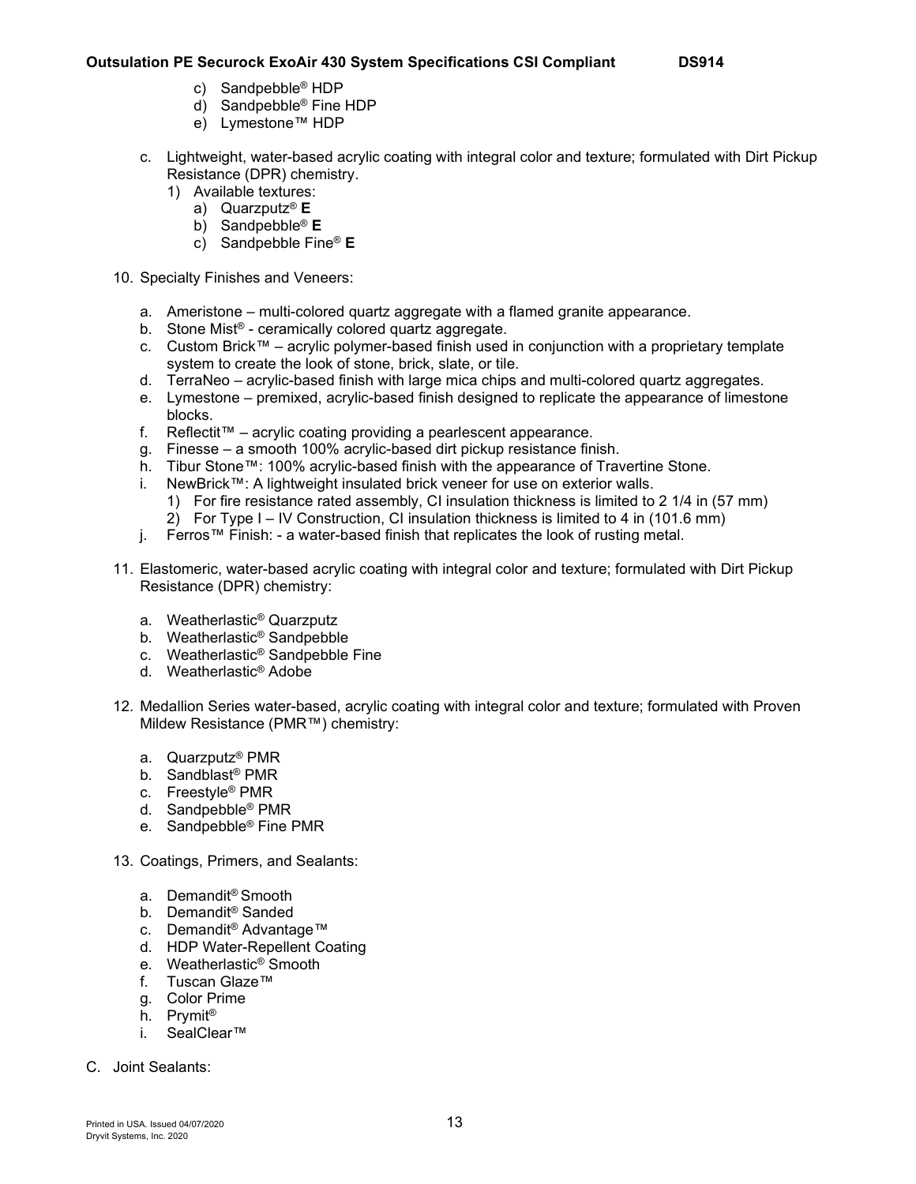c) Sandpebble® HDP
d) Sandpebble® Fine HDP
e) Lymestone™ HDP

c. Lightweight, water-based acrylic coating with integral color and texture; formulated with Dirt Pickup Resistance (DPR) chemistry.
   1) Available textures:
      a) Quarzputz® **E**
      b) Sandpebble® **E**
      c) Sandpebble Fine® **E**

10. Specialty Finishes and Veneers:

    a. Ameristone – multi-colored quartz aggregate with a flamed granite appearance.
    b. Stone Mist® - ceramically colored quartz aggregate.
    c. Custom Brick™ – acrylic polymer-based finish used in conjunction with a proprietary template system to create the look of stone, brick, slate, or tile.
    d. TerraNeo – acrylic-based finish with large mica chips and multi-colored quartz aggregates.
    e. Lymestone – premixed, acrylic-based finish designed to replicate the appearance of limestone blocks.
    f. Reflectit™ – acrylic coating providing a pearlescent appearance.
    g. Finesse – a smooth 100% acrylic-based dirt pickup resistance finish.
    h. Tibur Stone™: 100% acrylic-based finish with the appearance of Travertine Stone.
    i. NewBrick™: A lightweight insulated brick veneer for use on exterior walls.
       1) For fire resistance rated assembly, CI insulation thickness is limited to 2 1/4 in (57 mm)
       2) For Type I – IV Construction, CI insulation thickness is limited to 4 in (101.6 mm)
    j. Ferros™ Finish: - a water-based finish that replicates the look of rusting metal.

11. Elastomeric, water-based acrylic coating with integral color and texture; formulated with Dirt Pickup Resistance (DPR) chemistry:

    a. Weatherlastic® Quarzputz
    b. Weatherlastic® Sandpebble
    c. Weatherlastic® Sandpebble Fine
    d. Weatherlastic® Adobe

12. Medallion Series water-based, acrylic coating with integral color and texture; formulated with Proven Mildew Resistance (PMR™) chemistry:

    a. Quarzputz® PMR
    b. Sandblast® PMR
    c. Freestyle® PMR
    d. Sandpebble® PMR
    e. Sandpebble® Fine PMR

13. Coatings, Primers, and Sealants:

    a. Demandit® Smooth
    b. Demandit® Sanded
    c. Demandit® Advantage™
    d. HDP Water-Repellent Coating
    e. Weatherlastic® Smooth
    f. Tuscan Glaze™
    g. Color Prime
    h. Prymit®
    i. SealClear™

C. Joint Sealants: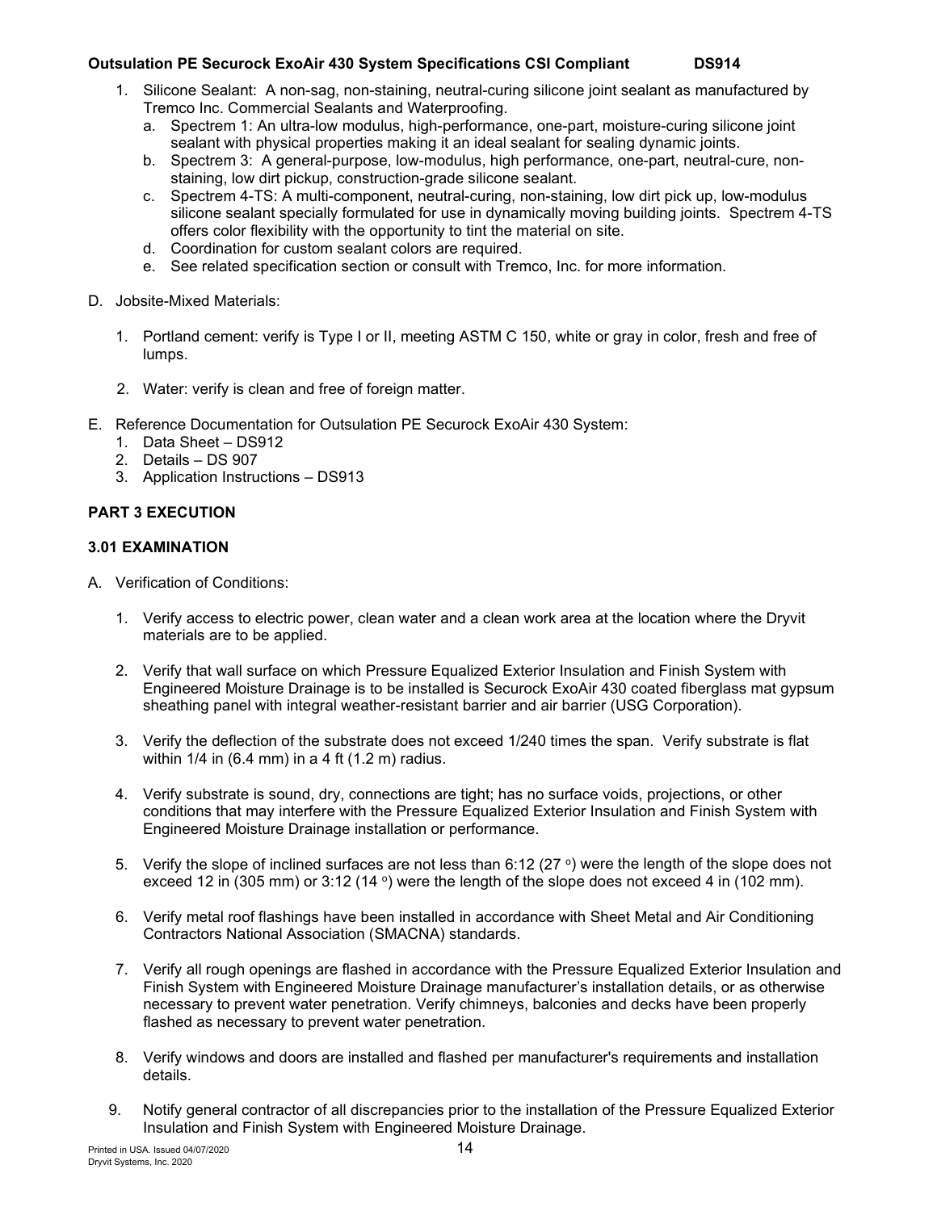1. Silicone Sealant: A non-sag, non-staining, neutral-curing silicone joint sealant as manufactured by Tremco Inc. Commercial Sealants and Waterproofing.
   a. Spectrem 1: An ultra-low modulus, high-performance, one-part, moisture-curing silicone joint sealant with physical properties making it an ideal sealant for sealing dynamic joints.
   b. Spectrem 3: A general-purpose, low-modulus, high performance, one-part, neutral-cure, non-staining, low dirt pickup, construction-grade silicone sealant.
   c. Spectrem 4-TS: A multi-component, neutral-curing, non-staining, low dirt pick up, low-modulus silicone sealant specially formulated for use in dynamically moving building joints. Spectrem 4-TS offers color flexibility with the opportunity to tint the material on site.
   d. Coordination for custom sealant colors are required.
   e. See related specification section or consult with Tremco, Inc. for more information.

D. Jobsite-Mixed Materials:

1. Portland cement: verify is Type I or II, meeting ASTM C 150, white or gray in color, fresh and free of lumps.

2. Water: verify is clean and free of foreign matter.

E. Reference Documentation for Outsulation PE Securock ExoAir 430 System:
1. Data Sheet – DS912
2. Details – DS 907
3. Application Instructions – DS913

## PART 3 EXECUTION

### 3.01 EXAMINATION

A. Verification of Conditions:

1. Verify access to electric power, clean water and a clean work area at the location where the Dryvit materials are to be applied.

2. Verify that wall surface on which Pressure Equalized Exterior Insulation and Finish System with Engineered Moisture Drainage is to be installed is Securock ExoAir 430 coated fiberglass mat gypsum sheathing panel with integral weather-resistant barrier and air barrier (USG Corporation).

3. Verify the deflection of the substrate does not exceed 1/240 times the span. Verify substrate is flat within 1/4 in (6.4 mm) in a 4 ft (1.2 m) radius.

4. Verify substrate is sound, dry, connections are tight; has no surface voids, projections, or other conditions that may interfere with the Pressure Equalized Exterior Insulation and Finish System with Engineered Moisture Drainage installation or performance.

5. Verify the slope of inclined surfaces are not less than 6:12 (27 °) were the length of the slope does not exceed 12 in (305 mm) or 3:12 (14 °) were the length of the slope does not exceed 4 in (102 mm).

6. Verify metal roof flashings have been installed in accordance with Sheet Metal and Air Conditioning Contractors National Association (SMACNA) standards.

7. Verify all rough openings are flashed in accordance with the Pressure Equalized Exterior Insulation and Finish System with Engineered Moisture Drainage manufacturer's installation details, or as otherwise necessary to prevent water penetration. Verify chimneys, balconies and decks have been properly flashed as necessary to prevent water penetration.

8. Verify windows and doors are installed and flashed per manufacturer's requirements and installation details.

9. Notify general contractor of all discrepancies prior to the installation of the Pressure Equalized Exterior Insulation and Finish System with Engineered Moisture Drainage.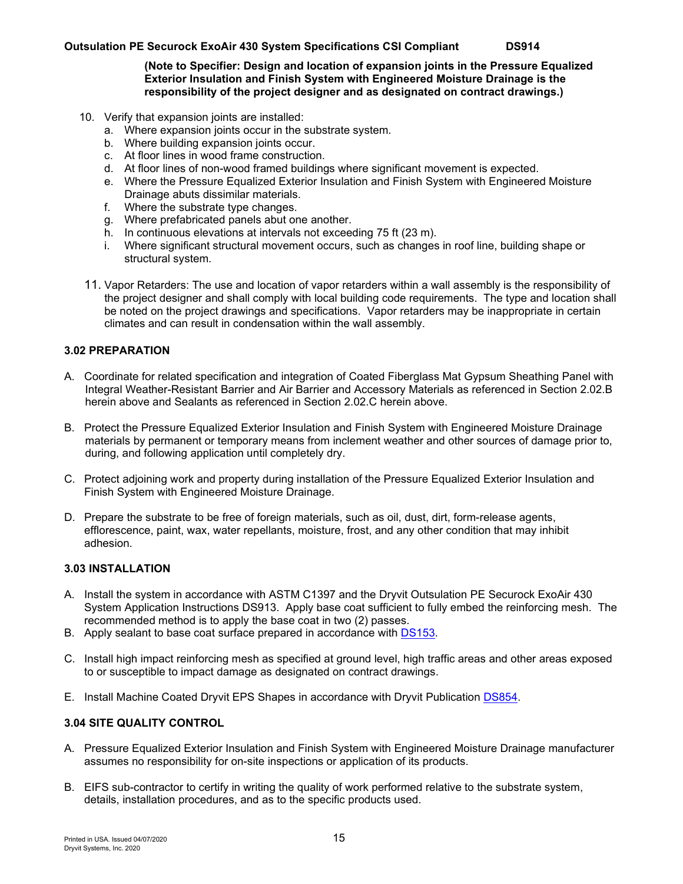**(Note to Specifier: Design and location of expansion joints in the Pressure Equalized Exterior Insulation and Finish System with Engineered Moisture Drainage is the responsibility of the project designer and as designated on contract drawings.)**

10. Verify that expansion joints are installed:
    a. Where expansion joints occur in the substrate system.
    b. Where building expansion joints occur.
    c. At floor lines in wood frame construction.
    d. At floor lines of non-wood framed buildings where significant movement is expected.
    e. Where the Pressure Equalized Exterior Insulation and Finish System with Engineered Moisture Drainage abuts dissimilar materials.
    f. Where the substrate type changes.
    g. Where prefabricated panels abut one another.
    h. In continuous elevations at intervals not exceeding 75 ft (23 m).
    i. Where significant structural movement occurs, such as changes in roof line, building shape or structural system.

11. Vapor Retarders: The use and location of vapor retarders within a wall assembly is the responsibility of the project designer and shall comply with local building code requirements. The type and location shall be noted on the project drawings and specifications. Vapor retarders may be inappropriate in certain climates and can result in condensation within the wall assembly.

### 3.02 PREPARATION

A. Coordinate for related specification and integration of Coated Fiberglass Mat Gypsum Sheathing Panel with Integral Weather-Resistant Barrier and Air Barrier and Accessory Materials as referenced in Section 2.02.B herein above and Sealants as referenced in Section 2.02.C herein above.

B. Protect the Pressure Equalized Exterior Insulation and Finish System with Engineered Moisture Drainage materials by permanent or temporary means from inclement weather and other sources of damage prior to, during, and following application until completely dry.

C. Protect adjoining work and property during installation of the Pressure Equalized Exterior Insulation and Finish System with Engineered Moisture Drainage.

D. Prepare the substrate to be free of foreign materials, such as oil, dust, dirt, form-release agents, efflorescence, paint, wax, water repellants, moisture, frost, and any other condition that may inhibit adhesion.

### 3.03 INSTALLATION

A. Install the system in accordance with ASTM C1397 and the Dryvit Outsulation PE Securock ExoAir 430 System Application Instructions DS913. Apply base coat sufficient to fully embed the reinforcing mesh. The recommended method is to apply the base coat in two (2) passes.
B. Apply sealant to base coat surface prepared in accordance with DS153.

C. Install high impact reinforcing mesh as specified at ground level, high traffic areas and other areas exposed to or susceptible to impact damage as designated on contract drawings.

E. Install Machine Coated Dryvit EPS Shapes in accordance with Dryvit Publication DS854.

### 3.04 SITE QUALITY CONTROL

A. Pressure Equalized Exterior Insulation and Finish System with Engineered Moisture Drainage manufacturer assumes no responsibility for on-site inspections or application of its products.

B. EIFS sub-contractor to certify in writing the quality of work performed relative to the substrate system, details, installation procedures, and as to the specific products used.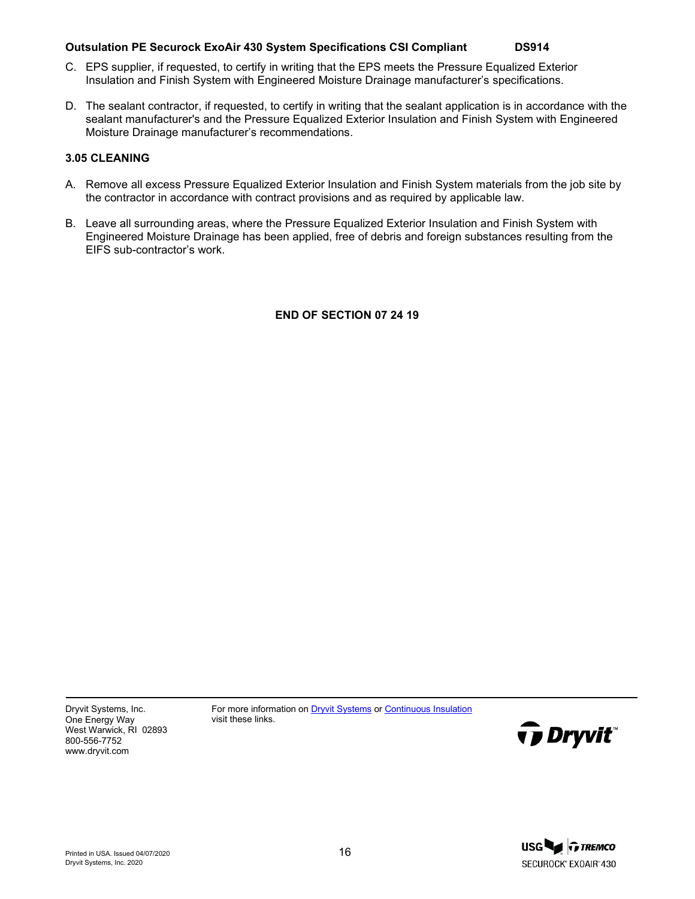C. EPS supplier, if requested, to certify in writing that the EPS meets the Pressure Equalized Exterior Insulation and Finish System with Engineered Moisture Drainage manufacturer's specifications.

D. The sealant contractor, if requested, to certify in writing that the sealant application is in accordance with the sealant manufacturer's and the Pressure Equalized Exterior Insulation and Finish System with Engineered Moisture Drainage manufacturer's recommendations.

### 3.05 CLEANING

A. Remove all excess Pressure Equalized Exterior Insulation and Finish System materials from the job site by the contractor in accordance with contract provisions and as required by applicable law.

B. Leave all surrounding areas, where the Pressure Equalized Exterior Insulation and Finish System with Engineered Moisture Drainage has been applied, free of debris and foreign substances resulting from the EIFS sub-contractor's work.

**END OF SECTION 07 24 19**

Dryvit Systems, Inc.
One Energy Way
West Warwick, RI 02893
800-556-7752
www.dryvit.com

For more information on Dryvit Systems or Continuous Insulation visit these links.

Printed in USA. Issued 04/07/2020
Dryvit Systems, Inc. 2020